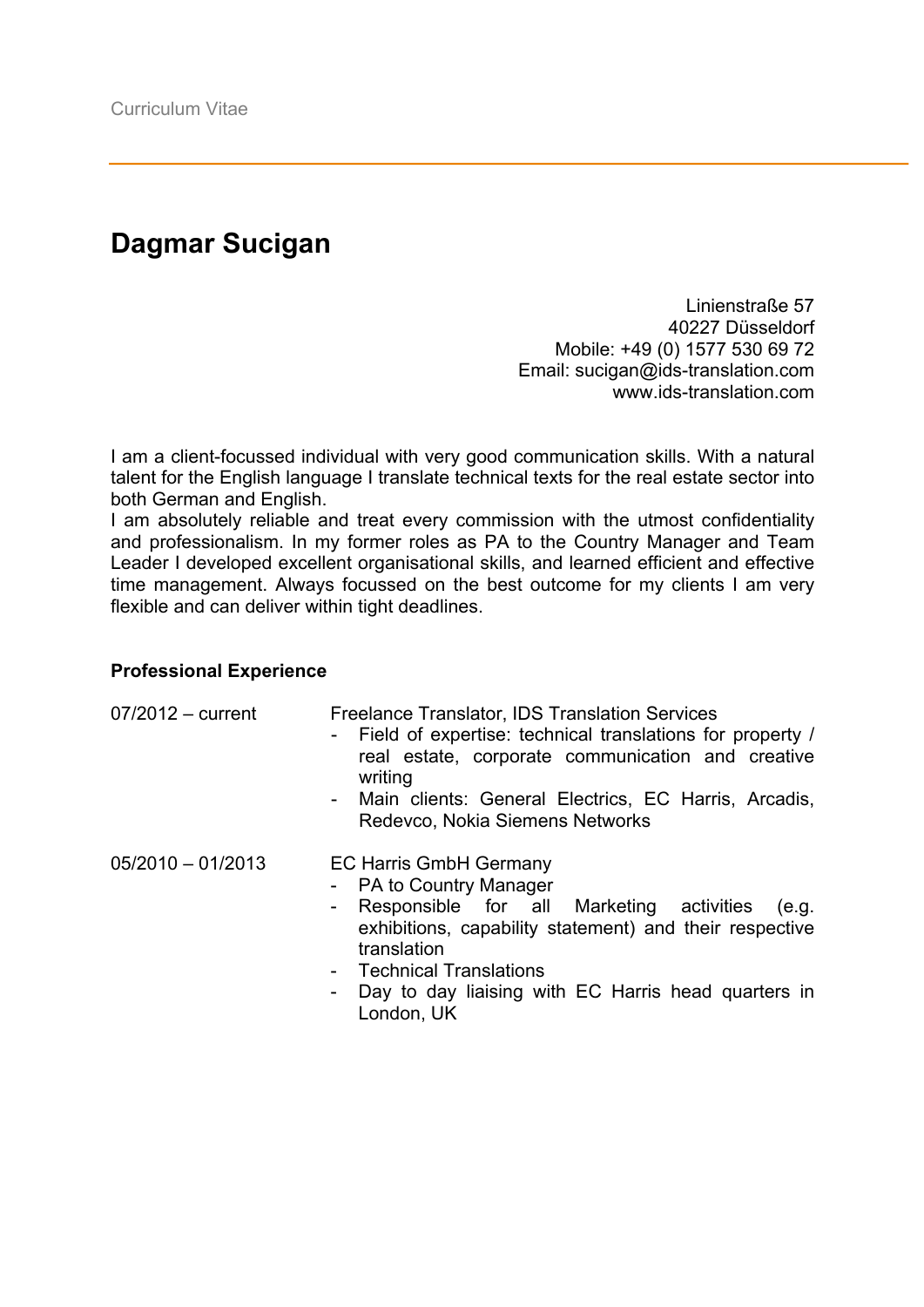Curriculum Vitae

# Dagmar Sucigan

Linienstraße 57
40227 Düsseldorf
Mobile: +49 (0) 1577 530 69 72
Email: sucigan@ids-translation.com
www.ids-translation.com

I am a client-focussed individual with very good communication skills. With a natural talent for the English language I translate technical texts for the real estate sector into both German and English.
I am absolutely reliable and treat every commission with the utmost confidentiality and professionalism. In my former roles as PA to the Country Manager and Team Leader I developed excellent organisational skills, and learned efficient and effective time management. Always focussed on the best outcome for my clients I am very flexible and can deliver within tight deadlines.

## Professional Experience

**07/2012 – current**

Freelance Translator, IDS Translation Services
- Field of expertise: technical translations for property / real estate, corporate communication and creative writing
- Main clients: General Electrics, EC Harris, Arcadis, Redevco, Nokia Siemens Networks

**05/2010 – 01/2013**

EC Harris GmbH Germany
- PA to Country Manager
- Responsible for all Marketing activities (e.g. exhibitions, capability statement) and their respective translation
- Technical Translations
- Day to day liaising with EC Harris head quarters in London, UK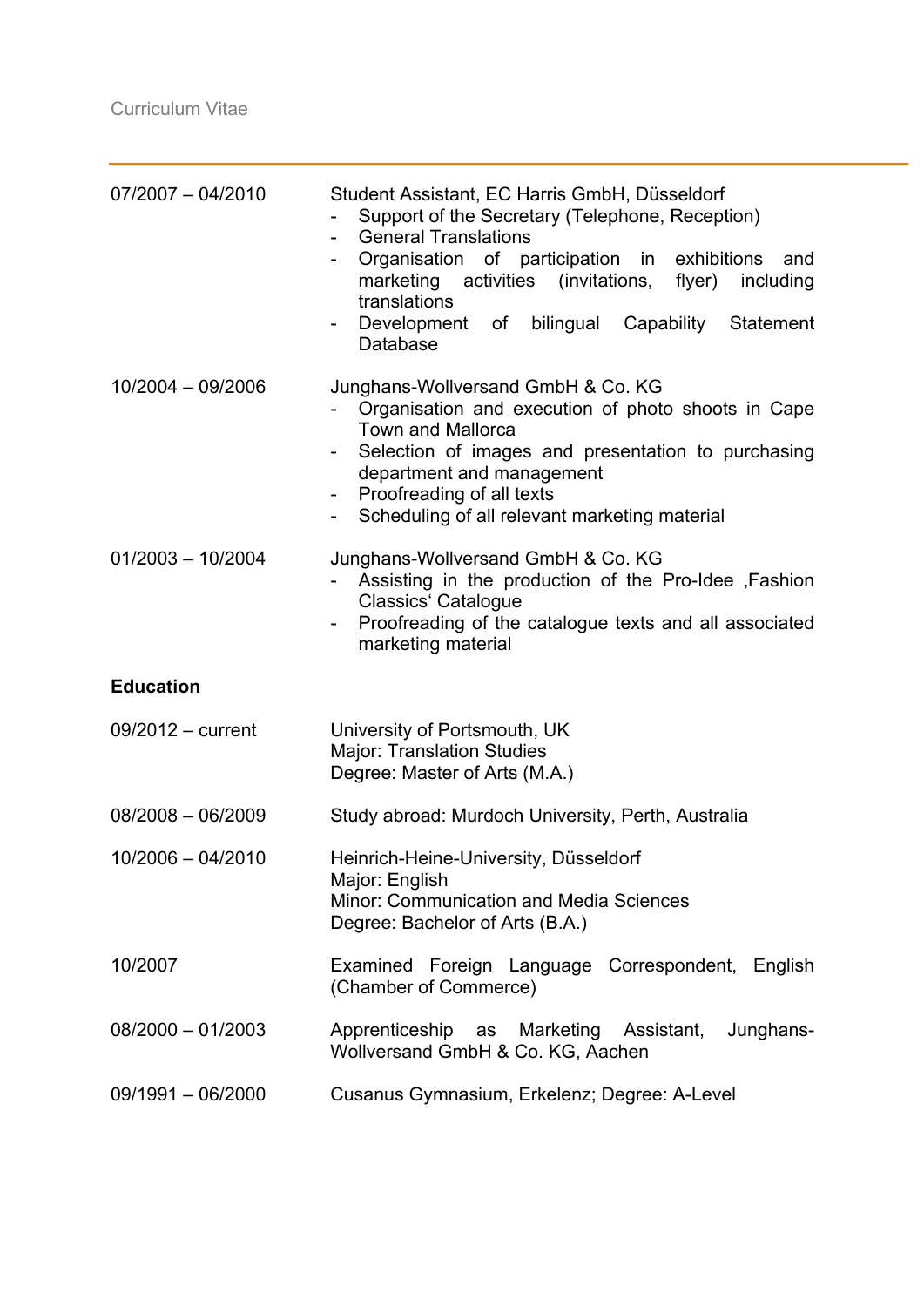| | |
|---|---|
| 07/2007 – 04/2010 | Student Assistant, EC Harris GmbH, Düsseldorf<br>- Support of the Secretary (Telephone, Reception)<br>- General Translations<br>- Organisation of participation in exhibitions and marketing activities (invitations, flyer) including translations<br>- Development of bilingual Capability Statement Database |
| 10/2004 – 09/2006 | Junghans-Wollversand GmbH & Co. KG<br>- Organisation and execution of photo shoots in Cape Town and Mallorca<br>- Selection of images and presentation to purchasing department and management<br>- Proofreading of all texts<br>- Scheduling of all relevant marketing material |
| 01/2003 – 10/2004 | Junghans-Wollversand GmbH & Co. KG<br>- Assisting in the production of the Pro-Idee ‚Fashion Classics' Catalogue<br>- Proofreading of the catalogue texts and all associated marketing material |

**Education**

| | |
|---|---|
| 09/2012 – current | University of Portsmouth, UK<br>Major: Translation Studies<br>Degree: Master of Arts (M.A.) |
| 08/2008 – 06/2009 | Study abroad: Murdoch University, Perth, Australia |
| 10/2006 – 04/2010 | Heinrich-Heine-University, Düsseldorf<br>Major: English<br>Minor: Communication and Media Sciences<br>Degree: Bachelor of Arts (B.A.) |
| 10/2007 | Examined Foreign Language Correspondent, English (Chamber of Commerce) |
| 08/2000 – 01/2003 | Apprenticeship as Marketing Assistant, Junghans-Wollversand GmbH & Co. KG, Aachen |
| 09/1991 – 06/2000 | Cusanus Gymnasium, Erkelenz; Degree: A-Level |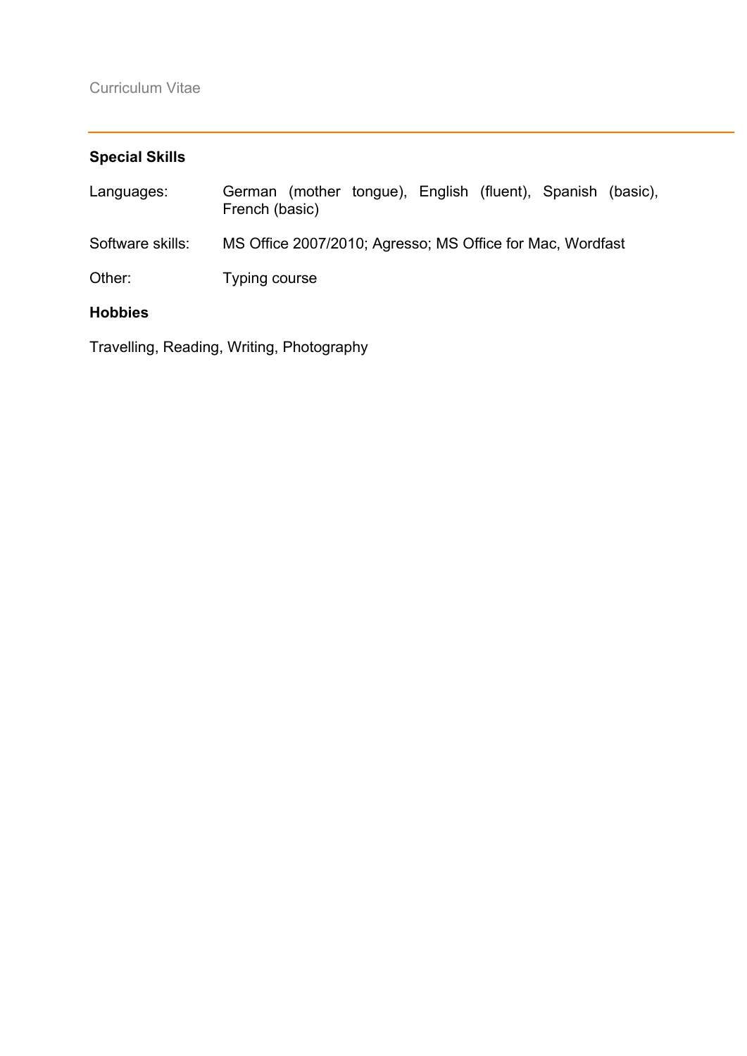## Special Skills

| | |
|---|---|
| Languages: | German (mother tongue), English (fluent), Spanish (basic), French (basic) |
| Software skills: | MS Office 2007/2010; Agresso; MS Office for Mac, Wordfast |
| Other: | Typing course |

## Hobbies

Travelling, Reading, Writing, Photography